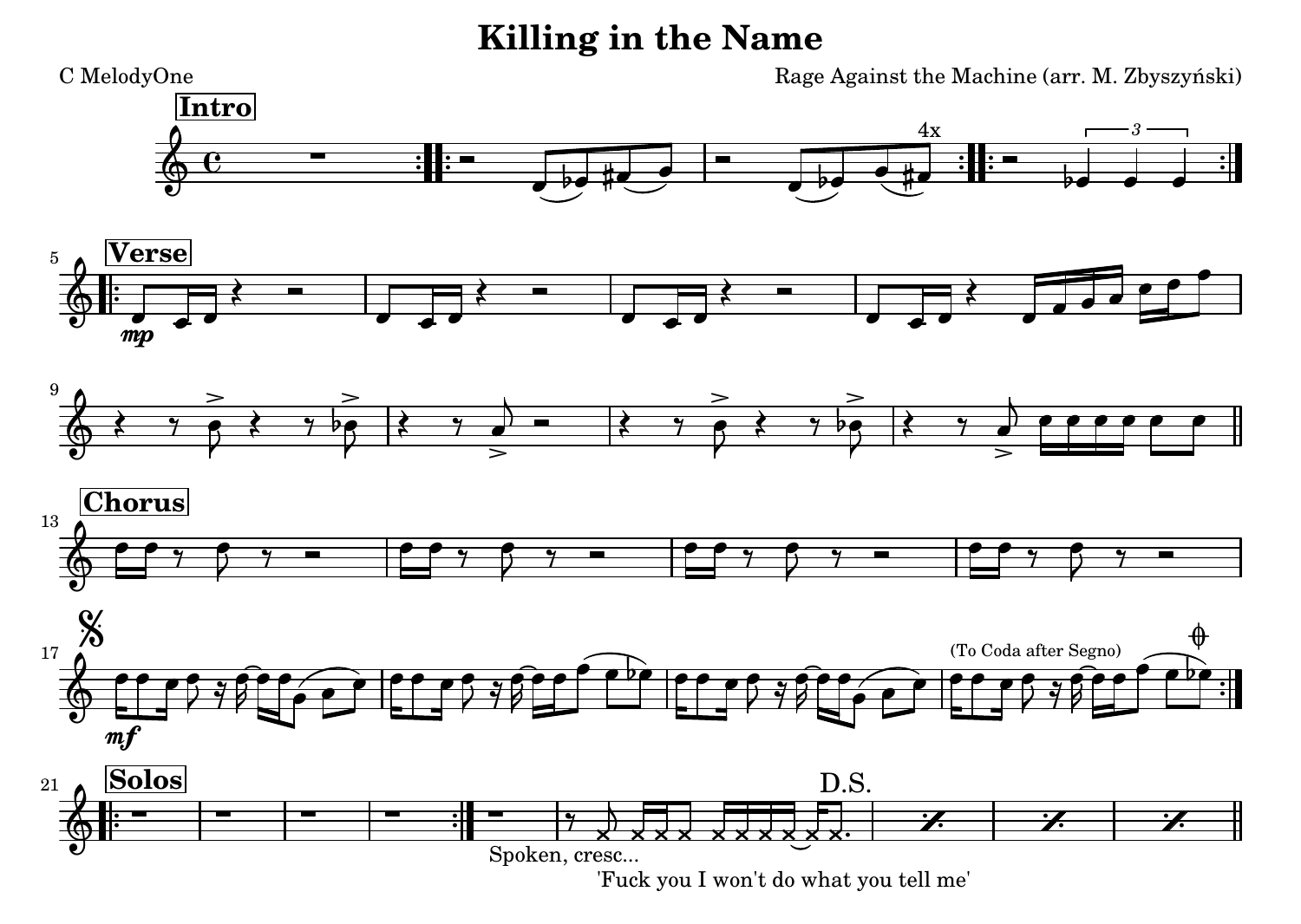# Killing in the Name

C MelodyOne

Rage Against the Machine (arr. M. Zbyszyński)

**Intro**

4x

**Verse**

*mp*

**Chorus**

*mf*

(To Coda after Segno)

**Solos**

D.S.

Spoken, cresc...

'Fuck you I won't do what you tell me'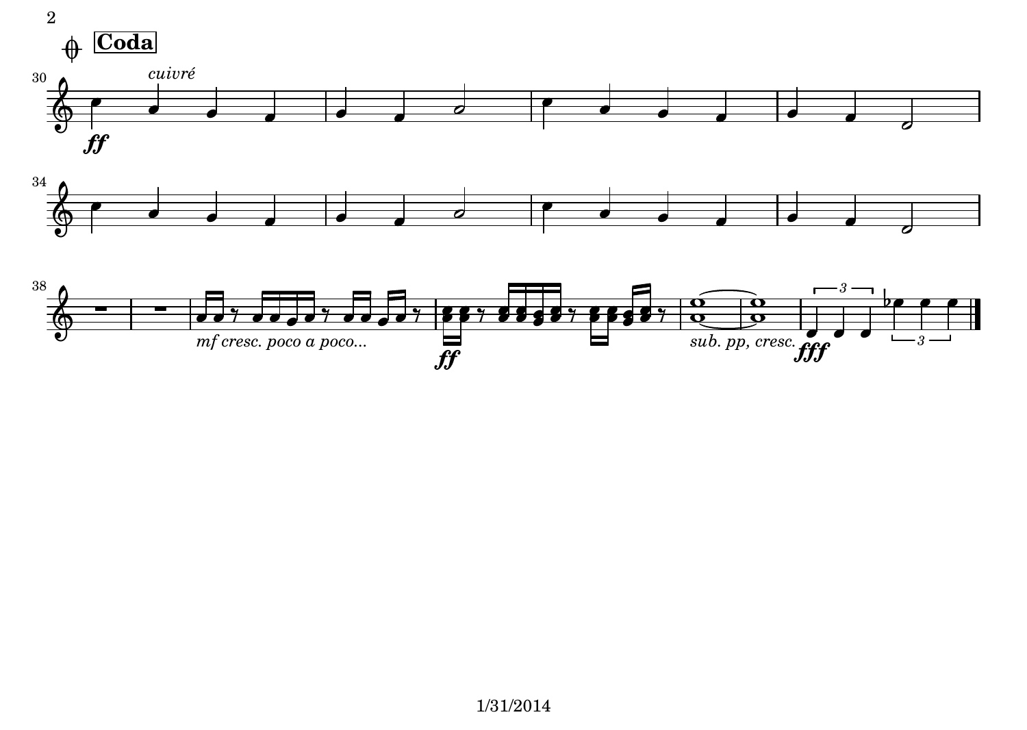**Coda**

*cuivré*

*ff*

*mf cresc. poco a poco...*

*ff*

*sub. pp, cresc.*

*fff*